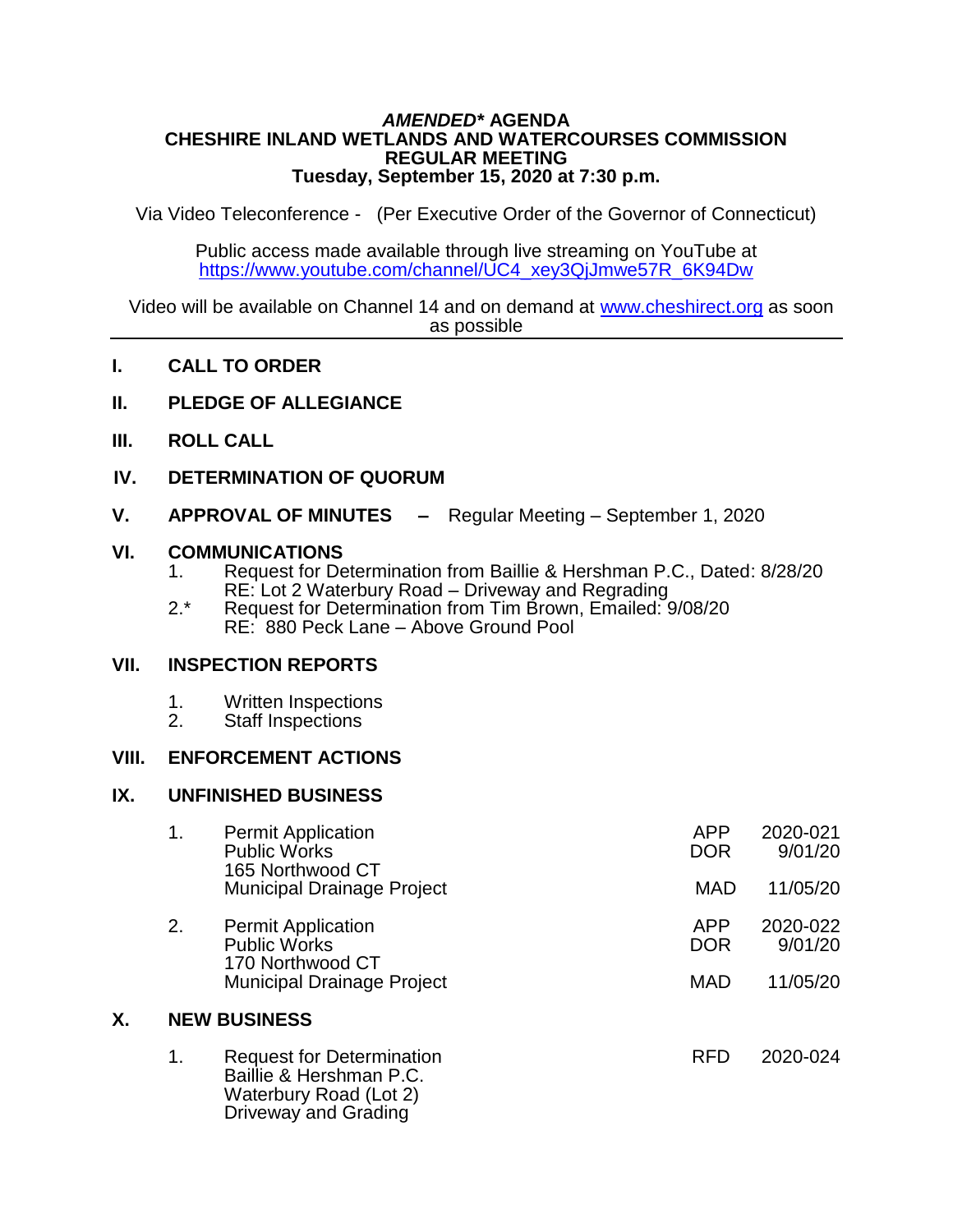# *AMENDED** AGENDA
# CHESHIRE INLAND WETLANDS AND WATERCOURSES COMMISSION
# REGULAR MEETING
# Tuesday, September 15, 2020 at 7:30 p.m.

Via Video Teleconference - (Per Executive Order of the Governor of Connecticut)

Public access made available through live streaming on YouTube at https://www.youtube.com/channel/UC4_xey3QjJmwe57R_6K94Dw

Video will be available on Channel 14 and on demand at www.cheshirect.org as soon as possible

---

**I. CALL TO ORDER**

**II. PLEDGE OF ALLEGIANCE**

**III. ROLL CALL**

**IV. DETERMINATION OF QUORUM**

**V. APPROVAL OF MINUTES –** Regular Meeting – September 1, 2020

**VI. COMMUNICATIONS**

1. Request for Determination from Baillie & Hershman P.C., Dated: 8/28/20
   RE: Lot 2 Waterbury Road – Driveway and Regrading

2.* Request for Determination from Tim Brown, Emailed: 9/08/20
   RE: 880 Peck Lane – Above Ground Pool

**VII. INSPECTION REPORTS**

1. Written Inspections
2. Staff Inspections

**VIII. ENFORCEMENT ACTIONS**

**IX. UNFINISHED BUSINESS**

| | | | |
|---|---|---|---|
| 1. | Permit Application<br>Public Works<br>165 Northwood CT<br>Municipal Drainage Project | APP<br>DOR<br><br>MAD | 2020-021<br>9/01/20<br><br>11/05/20 |
| 2. | Permit Application<br>Public Works<br>170 Northwood CT<br>Municipal Drainage Project | APP<br>DOR<br><br>MAD | 2020-022<br>9/01/20<br><br>11/05/20 |

**X. NEW BUSINESS**

| | | | |
|---|---|---|---|
| 1. | Request for Determination<br>Baillie & Hershman P.C.<br>Waterbury Road (Lot 2)<br>Driveway and Grading | RFD | 2020-024 |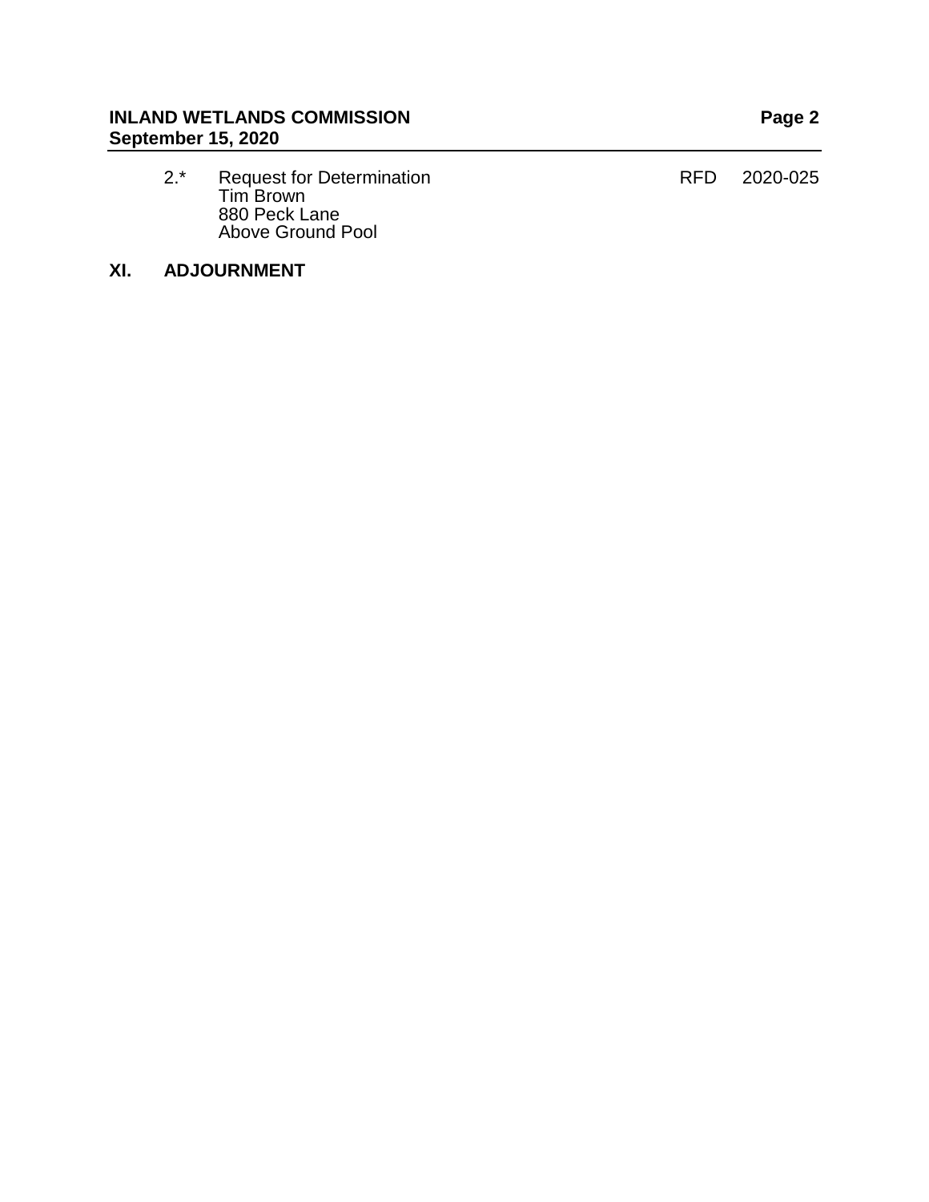2.* Request for Determination — RFD 2020-025
Tim Brown
880 Peck Lane
Above Ground Pool

## XI. ADJOURNMENT